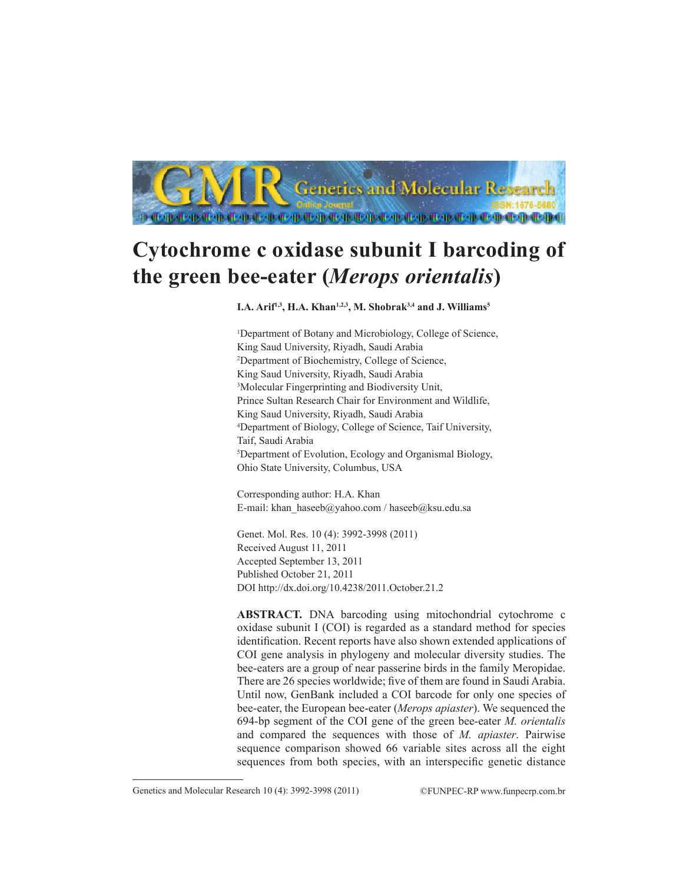# Cytochrome c oxidase subunit I barcoding of the green bee-eater (*Merops orientalis*)

**I.A. Arif[1,3], H.A. Khan[1,2,3], M. Shobrak[3,4] and J. Williams[5]**

[1]Department of Botany and Microbiology, College of Science, King Saud University, Riyadh, Saudi Arabia
[2]Department of Biochemistry, College of Science, King Saud University, Riyadh, Saudi Arabia
[3]Molecular Fingerprinting and Biodiversity Unit, Prince Sultan Research Chair for Environment and Wildlife, King Saud University, Riyadh, Saudi Arabia
[4]Department of Biology, College of Science, Taif University, Taif, Saudi Arabia
[5]Department of Evolution, Ecology and Organismal Biology, Ohio State University, Columbus, USA

Corresponding author: H.A. Khan
E-mail: khan_haseeb@yahoo.com / haseeb@ksu.edu.sa

Genet. Mol. Res. 10 (4): 3992-3998 (2011)
Received August 11, 2011
Accepted September 13, 2011
Published October 21, 2011
DOI http://dx.doi.org/10.4238/2011.October.21.2

**ABSTRACT.** DNA barcoding using mitochondrial cytochrome c oxidase subunit I (COI) is regarded as a standard method for species identification. Recent reports have also shown extended applications of COI gene analysis in phylogeny and molecular diversity studies. The bee-eaters are a group of near passerine birds in the family Meropidae. There are 26 species worldwide; five of them are found in Saudi Arabia. Until now, GenBank included a COI barcode for only one species of bee-eater, the European bee-eater (*Merops apiaster*). We sequenced the 694-bp segment of the COI gene of the green bee-eater *M. orientalis* and compared the sequences with those of *M. apiaster*. Pairwise sequence comparison showed 66 variable sites across all the eight sequences from both species, with an interspecific genetic distance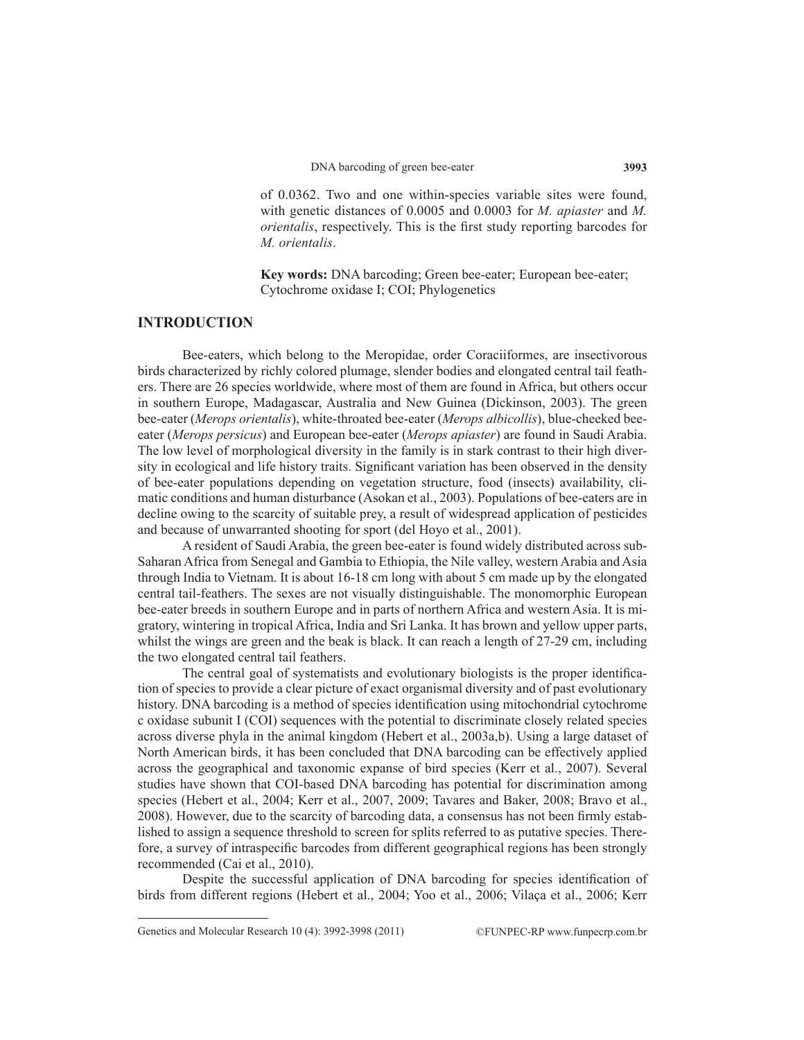of 0.0362. Two and one within-species variable sites were found, with genetic distances of 0.0005 and 0.0003 for *M. apiaster* and *M. orientalis*, respectively. This is the first study reporting barcodes for *M. orientalis*.

**Key words:** DNA barcoding; Green bee-eater; European bee-eater; Cytochrome oxidase I; COI; Phylogenetics

## INTRODUCTION

Bee-eaters, which belong to the Meropidae, order Coraciiformes, are insectivorous birds characterized by richly colored plumage, slender bodies and elongated central tail feathers. There are 26 species worldwide, where most of them are found in Africa, but others occur in southern Europe, Madagascar, Australia and New Guinea (Dickinson, 2003). The green bee-eater (*Merops orientalis*), white-throated bee-eater (*Merops albicollis*), blue-cheeked bee-eater (*Merops persicus*) and European bee-eater (*Merops apiaster*) are found in Saudi Arabia. The low level of morphological diversity in the family is in stark contrast to their high diversity in ecological and life history traits. Significant variation has been observed in the density of bee-eater populations depending on vegetation structure, food (insects) availability, climatic conditions and human disturbance (Asokan et al., 2003). Populations of bee-eaters are in decline owing to the scarcity of suitable prey, a result of widespread application of pesticides and because of unwarranted shooting for sport (del Hoyo et al., 2001).

A resident of Saudi Arabia, the green bee-eater is found widely distributed across sub-Saharan Africa from Senegal and Gambia to Ethiopia, the Nile valley, western Arabia and Asia through India to Vietnam. It is about 16-18 cm long with about 5 cm made up by the elongated central tail-feathers. The sexes are not visually distinguishable. The monomorphic European bee-eater breeds in southern Europe and in parts of northern Africa and western Asia. It is migratory, wintering in tropical Africa, India and Sri Lanka. It has brown and yellow upper parts, whilst the wings are green and the beak is black. It can reach a length of 27-29 cm, including the two elongated central tail feathers.

The central goal of systematists and evolutionary biologists is the proper identification of species to provide a clear picture of exact organismal diversity and of past evolutionary history. DNA barcoding is a method of species identification using mitochondrial cytochrome c oxidase subunit I (COI) sequences with the potential to discriminate closely related species across diverse phyla in the animal kingdom (Hebert et al., 2003a,b). Using a large dataset of North American birds, it has been concluded that DNA barcoding can be effectively applied across the geographical and taxonomic expanse of bird species (Kerr et al., 2007). Several studies have shown that COI-based DNA barcoding has potential for discrimination among species (Hebert et al., 2004; Kerr et al., 2007, 2009; Tavares and Baker, 2008; Bravo et al., 2008). However, due to the scarcity of barcoding data, a consensus has not been firmly established to assign a sequence threshold to screen for splits referred to as putative species. Therefore, a survey of intraspecific barcodes from different geographical regions has been strongly recommended (Cai et al., 2010).

Despite the successful application of DNA barcoding for species identification of birds from different regions (Hebert et al., 2004; Yoo et al., 2006; Vilaça et al., 2006; Kerr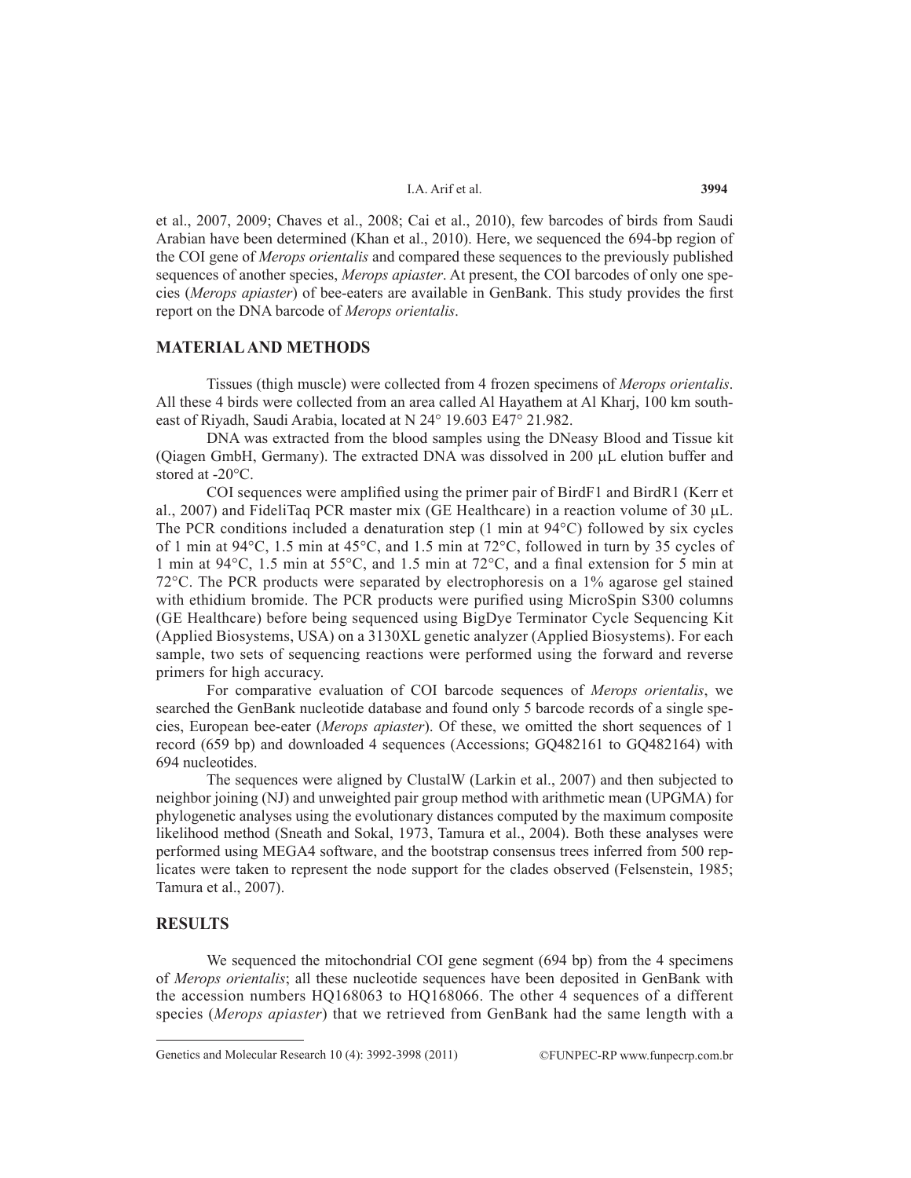et al., 2007, 2009; Chaves et al., 2008; Cai et al., 2010), few barcodes of birds from Saudi Arabian have been determined (Khan et al., 2010). Here, we sequenced the 694-bp region of the COI gene of *Merops orientalis* and compared these sequences to the previously published sequences of another species, *Merops apiaster*. At present, the COI barcodes of only one species (*Merops apiaster*) of bee-eaters are available in GenBank. This study provides the first report on the DNA barcode of *Merops orientalis*.

## MATERIAL AND METHODS

Tissues (thigh muscle) were collected from 4 frozen specimens of *Merops orientalis*. All these 4 birds were collected from an area called Al Hayathem at Al Kharj, 100 km southeast of Riyadh, Saudi Arabia, located at N 24° 19.603 E47° 21.982.

DNA was extracted from the blood samples using the DNeasy Blood and Tissue kit (Qiagen GmbH, Germany). The extracted DNA was dissolved in 200 μL elution buffer and stored at -20°C.

COI sequences were amplified using the primer pair of BirdF1 and BirdR1 (Kerr et al., 2007) and FideliTaq PCR master mix (GE Healthcare) in a reaction volume of 30 μL. The PCR conditions included a denaturation step (1 min at 94°C) followed by six cycles of 1 min at 94°C, 1.5 min at 45°C, and 1.5 min at 72°C, followed in turn by 35 cycles of 1 min at 94°C, 1.5 min at 55°C, and 1.5 min at 72°C, and a final extension for 5 min at 72°C. The PCR products were separated by electrophoresis on a 1% agarose gel stained with ethidium bromide. The PCR products were purified using MicroSpin S300 columns (GE Healthcare) before being sequenced using BigDye Terminator Cycle Sequencing Kit (Applied Biosystems, USA) on a 3130XL genetic analyzer (Applied Biosystems). For each sample, two sets of sequencing reactions were performed using the forward and reverse primers for high accuracy.

For comparative evaluation of COI barcode sequences of *Merops orientalis*, we searched the GenBank nucleotide database and found only 5 barcode records of a single species, European bee-eater (*Merops apiaster*). Of these, we omitted the short sequences of 1 record (659 bp) and downloaded 4 sequences (Accessions; GQ482161 to GQ482164) with 694 nucleotides.

The sequences were aligned by ClustalW (Larkin et al., 2007) and then subjected to neighbor joining (NJ) and unweighted pair group method with arithmetic mean (UPGMA) for phylogenetic analyses using the evolutionary distances computed by the maximum composite likelihood method (Sneath and Sokal, 1973, Tamura et al., 2004). Both these analyses were performed using MEGA4 software, and the bootstrap consensus trees inferred from 500 replicates were taken to represent the node support for the clades observed (Felsenstein, 1985; Tamura et al., 2007).

## RESULTS

We sequenced the mitochondrial COI gene segment (694 bp) from the 4 specimens of *Merops orientalis*; all these nucleotide sequences have been deposited in GenBank with the accession numbers HQ168063 to HQ168066. The other 4 sequences of a different species (*Merops apiaster*) that we retrieved from GenBank had the same length with a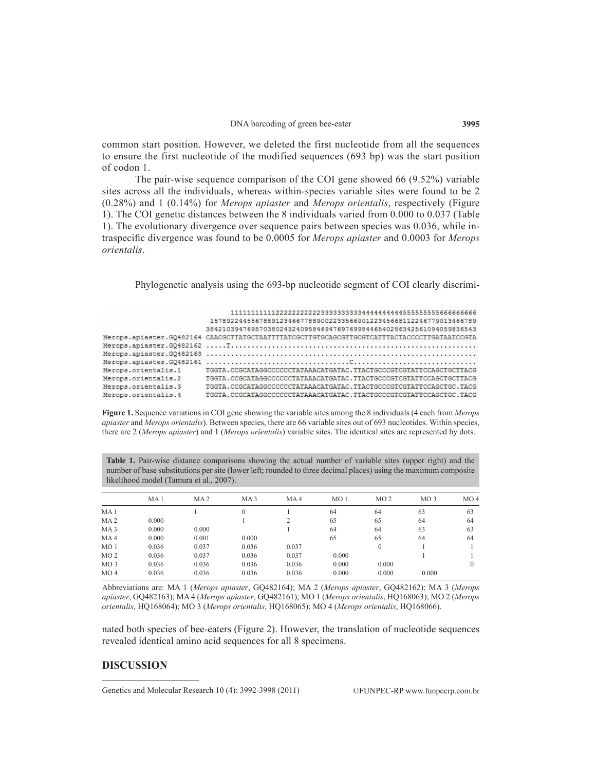common start position. However, we deleted the first nucleotide from all the sequences to ensure the first nucleotide of the modified sequences (693 bp) was the start position of codon 1.

The pair-wise sequence comparison of the COI gene showed 66 (9.52%) variable sites across all the individuals, whereas within-species variable sites were found to be 2 (0.28%) and 1 (0.14%) for *Merops apiaster* and *Merops orientalis*, respectively (Figure 1). The COI genetic distances between the 8 individuals varied from 0.000 to 0.037 (Table 1). The evolutionary divergence over sequence pairs between species was 0.036, while intraspecific divergence was found to be 0.0005 for *Merops apiaster* and 0.0003 for *Merops orientalis*.

Phylogenetic analysis using the 693-bp nucleotide segment of COI clearly discrimi-

```
                            111111111112222222222222333333333344444444445555555555666666666
                          157892244556788912346677889002233566901223456681122467790134667 89
                          384210394769570380243240958469476976998446540286342561094059836543
Merops.apiaster.GQ482164  CAACGCTTATGCTAATTTTATCGCTTGTGCAGCGTTGCGTCATTTACTACCCCTTGATAATCCGTA
Merops.apiaster.GQ482162  .....T............................................................
Merops.apiaster.GQ482163  ..................................................................
Merops.apiaster.GQ482161  ................................C.................................
Merops.orientalis.1       TGGTA.CCGCATAGGCCCCCTATAAACATGATAC.TTACTGCCCGTCGTATTCCAGCTGCTTACG
Merops.orientalis.2       TGGTA.CCGCATAGGCCCCCTATAAACATGATAC.TTACTGCCCGTCGTATTCCAGCTGCTTACG
Merops.orientalis.3       TGGTA.CCGCATAGGCCCCCTATAAACATGATAC.TTACTGCCCGTCGTATTCCAGCTGC.TACG
Merops.orientalis.4       TGGTA.CCGCATAGGCCCCCTATAAACATGATAC.TTACTGCCCGTCGTATTCCAGCTGC.TACG
```

**Figure 1.** Sequence variations in COI gene showing the variable sites among the 8 individuals (4 each from *Merops apiaster* and *Merops orientalis*). Between species, there are 66 variable sites out of 693 nucleotides. Within species, there are 2 (*Merops apiaster*) and 1 (*Merops orientalis*) variable sites. The identical sites are represented by dots.

**Table 1.** Pair-wise distance comparisons showing the actual number of variable sites (upper right) and the number of base substitutions per site (lower left; rounded to three decimal places) using the maximum composite likelihood model (Tamura et al., 2007).

| | MA 1 | MA 2 | MA 3 | MA 4 | MO 1 | MO 2 | MO 3 | MO 4 |
|---|---|---|---|---|---|---|---|---|
| MA 1 | | 1 | 0 | 1 | 64 | 64 | 63 | 63 |
| MA 2 | 0.000 | | 1 | 2 | 65 | 65 | 64 | 64 |
| MA 3 | 0.000 | 0.000 | | 1 | 64 | 64 | 63 | 63 |
| MA 4 | 0.000 | 0.001 | 0.000 | | 65 | 65 | 64 | 64 |
| MO 1 | 0.036 | 0.037 | 0.036 | 0.037 | | 0 | 1 | 1 |
| MO 2 | 0.036 | 0.037 | 0.036 | 0.037 | 0.000 | | 1 | 1 |
| MO 3 | 0.036 | 0.036 | 0.036 | 0.036 | 0.000 | 0.000 | | 0 |
| MO 4 | 0.036 | 0.036 | 0.036 | 0.036 | 0.000 | 0.000 | 0.000 | |

Abbreviations are: MA 1 (*Merops apiaster*, GQ482164); MA 2 (*Merops apiaster*, GQ482162); MA 3 (*Merops apiaster*, GQ482163); MA 4 (*Merops apiaster*, GQ482161); MO 1 (*Merops orientalis*, HQ168063); MO 2 (*Merops orientalis*, HQ168064); MO 3 (*Merops orientalis*, HQ168065); MO 4 (*Merops orientalis*, HQ168066).

nated both species of bee-eaters (Figure 2). However, the translation of nucleotide sequences revealed identical amino acid sequences for all 8 specimens.

## DISCUSSION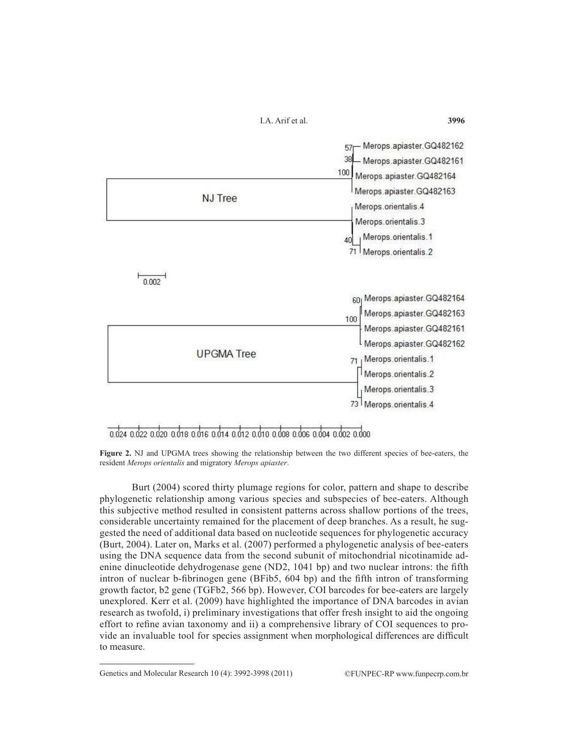**Figure 2.** NJ and UPGMA trees showing the relationship between the two different species of bee-eaters, the resident *Merops orientalis* and migratory *Merops apiaster*.

Burt (2004) scored thirty plumage regions for color, pattern and shape to describe phylogenetic relationship among various species and subspecies of bee-eaters. Although this subjective method resulted in consistent patterns across shallow portions of the trees, considerable uncertainty remained for the placement of deep branches. As a result, he suggested the need of additional data based on nucleotide sequences for phylogenetic accuracy (Burt, 2004). Later on, Marks et al. (2007) performed a phylogenetic analysis of bee-eaters using the DNA sequence data from the second subunit of mitochondrial nicotinamide adenine dinucleotide dehydrogenase gene (ND2, 1041 bp) and two nuclear introns: the fifth intron of nuclear b-fibrinogen gene (BFib5, 604 bp) and the fifth intron of transforming growth factor, b2 gene (TGFb2, 566 bp). However, COI barcodes for bee-eaters are largely unexplored. Kerr et al. (2009) have highlighted the importance of DNA barcodes in avian research as twofold, i) preliminary investigations that offer fresh insight to aid the ongoing effort to refine avian taxonomy and ii) a comprehensive library of COI sequences to provide an invaluable tool for species assignment when morphological differences are difficult to measure.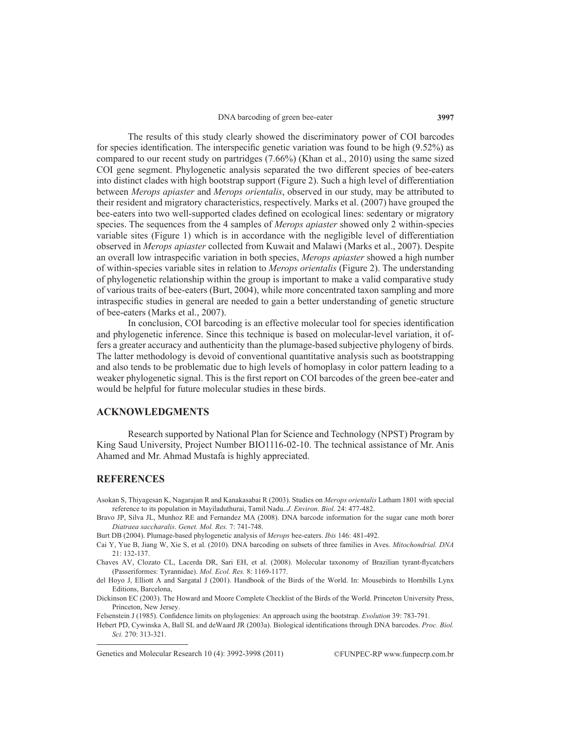The results of this study clearly showed the discriminatory power of COI barcodes for species identification. The interspecific genetic variation was found to be high (9.52%) as compared to our recent study on partridges (7.66%) (Khan et al., 2010) using the same sized COI gene segment. Phylogenetic analysis separated the two different species of bee-eaters into distinct clades with high bootstrap support (Figure 2). Such a high level of differentiation between *Merops apiaster* and *Merops orientalis*, observed in our study, may be attributed to their resident and migratory characteristics, respectively. Marks et al. (2007) have grouped the bee-eaters into two well-supported clades defined on ecological lines: sedentary or migratory species. The sequences from the 4 samples of *Merops apiaster* showed only 2 within-species variable sites (Figure 1) which is in accordance with the negligible level of differentiation observed in *Merops apiaster* collected from Kuwait and Malawi (Marks et al., 2007). Despite an overall low intraspecific variation in both species, *Merops apiaster* showed a high number of within-species variable sites in relation to *Merops orientalis* (Figure 2). The understanding of phylogenetic relationship within the group is important to make a valid comparative study of various traits of bee-eaters (Burt, 2004), while more concentrated taxon sampling and more intraspecific studies in general are needed to gain a better understanding of genetic structure of bee-eaters (Marks et al., 2007).

In conclusion, COI barcoding is an effective molecular tool for species identification and phylogenetic inference. Since this technique is based on molecular-level variation, it offers a greater accuracy and authenticity than the plumage-based subjective phylogeny of birds. The latter methodology is devoid of conventional quantitative analysis such as bootstrapping and also tends to be problematic due to high levels of homoplasy in color pattern leading to a weaker phylogenetic signal. This is the first report on COI barcodes of the green bee-eater and would be helpful for future molecular studies in these birds.

## ACKNOWLEDGMENTS

Research supported by National Plan for Science and Technology (NPST) Program by King Saud University, Project Number BIO1116-02-10. The technical assistance of Mr. Anis Ahamed and Mr. Ahmad Mustafa is highly appreciated.

## REFERENCES

Asokan S, Thiyagesan K, Nagarajan R and Kanakasabai R (2003). Studies on *Merops orientalis* Latham 1801 with special reference to its population in Mayiladuthurai, Tamil Nadu. *J. Environ. Biol.* 24: 477-482.

Bravo JP, Silva JL, Munhoz RE and Fernandez MA (2008). DNA barcode information for the sugar cane moth borer *Diatraea saccharalis*. *Genet. Mol. Res.* 7: 741-748.

Burt DB (2004). Plumage-based phylogenetic analysis of *Merops* bee-eaters. *Ibis* 146: 481-492.

Cai Y, Yue B, Jiang W, Xie S, et al. (2010). DNA barcoding on subsets of three families in Aves. *Mitochondrial. DNA* 21: 132-137.

Chaves AV, Clozato CL, Lacerda DR, Sari EH, et al. (2008). Molecular taxonomy of Brazilian tyrant-flycatchers (Passeriformes: Tyrannidae). *Mol. Ecol. Res.* 8: 1169-1177.

del Hoyo J, Elliott A and Sargatal J (2001). Handbook of the Birds of the World. In: Mousebirds to Hornbills Lynx Editions, Barcelona,

Dickinson EC (2003). The Howard and Moore Complete Checklist of the Birds of the World. Princeton University Press, Princeton, New Jersey.

Felsenstein J (1985). Confidence limits on phylogenies: An approach using the bootstrap. *Evolution* 39: 783-791.

Hebert PD, Cywinska A, Ball SL and deWaard JR (2003a). Biological identifications through DNA barcodes. *Proc. Biol. Sci.* 270: 313-321.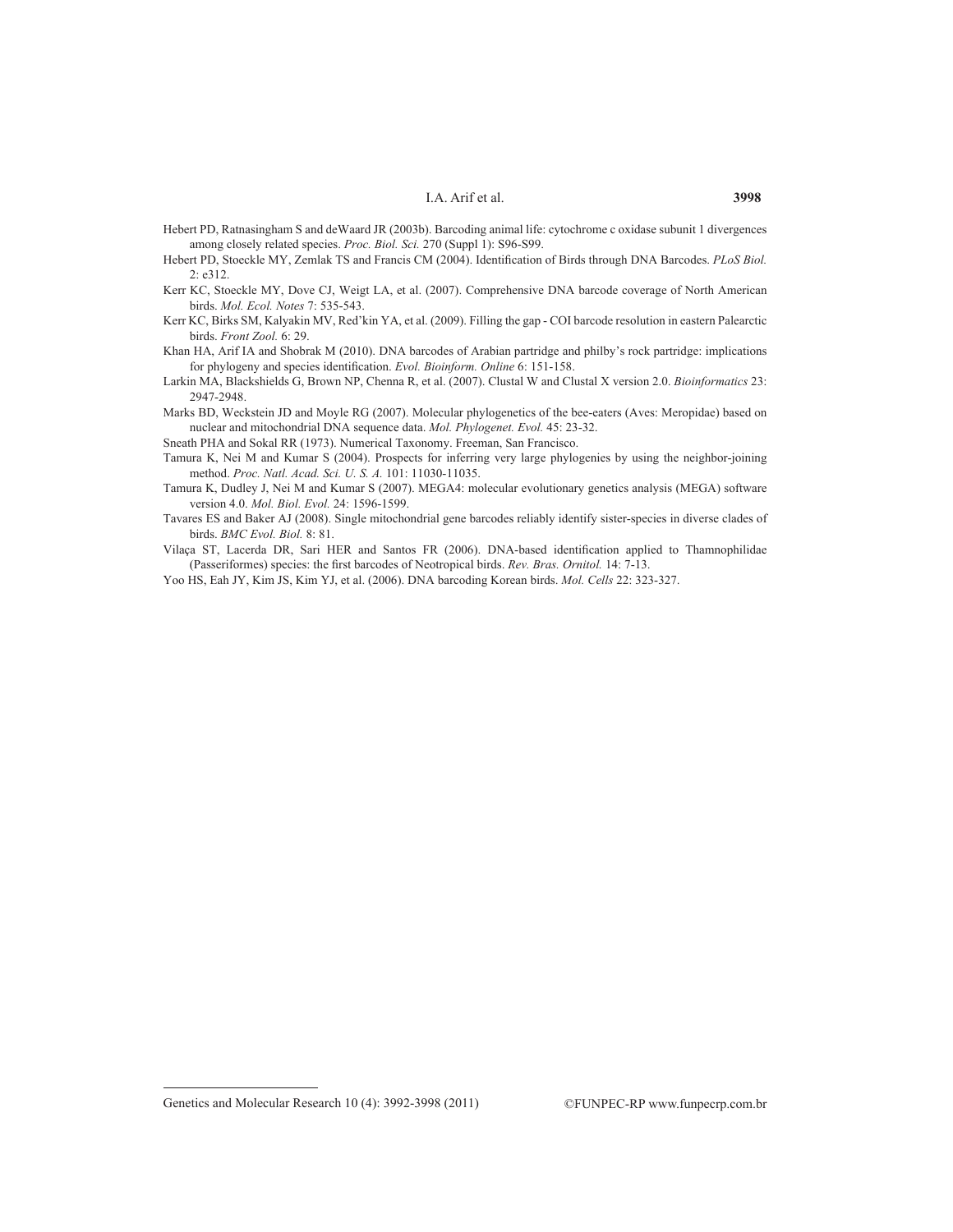Hebert PD, Ratnasingham S and deWaard JR (2003b). Barcoding animal life: cytochrome c oxidase subunit 1 divergences among closely related species. *Proc. Biol. Sci.* 270 (Suppl 1): S96-S99.

Hebert PD, Stoeckle MY, Zemlak TS and Francis CM (2004). Identification of Birds through DNA Barcodes. *PLoS Biol.* 2: e312.

Kerr KC, Stoeckle MY, Dove CJ, Weigt LA, et al. (2007). Comprehensive DNA barcode coverage of North American birds. *Mol. Ecol. Notes* 7: 535-543.

Kerr KC, Birks SM, Kalyakin MV, Red'kin YA, et al. (2009). Filling the gap - COI barcode resolution in eastern Palearctic birds. *Front Zool.* 6: 29.

Khan HA, Arif IA and Shobrak M (2010). DNA barcodes of Arabian partridge and philby's rock partridge: implications for phylogeny and species identification. *Evol. Bioinform. Online* 6: 151-158.

Larkin MA, Blackshields G, Brown NP, Chenna R, et al. (2007). Clustal W and Clustal X version 2.0. *Bioinformatics* 23: 2947-2948.

Marks BD, Weckstein JD and Moyle RG (2007). Molecular phylogenetics of the bee-eaters (Aves: Meropidae) based on nuclear and mitochondrial DNA sequence data. *Mol. Phylogenet. Evol.* 45: 23-32.

Sneath PHA and Sokal RR (1973). Numerical Taxonomy. Freeman, San Francisco.

Tamura K, Nei M and Kumar S (2004). Prospects for inferring very large phylogenies by using the neighbor-joining method. *Proc. Natl. Acad. Sci. U. S. A.* 101: 11030-11035.

Tamura K, Dudley J, Nei M and Kumar S (2007). MEGA4: molecular evolutionary genetics analysis (MEGA) software version 4.0. *Mol. Biol. Evol.* 24: 1596-1599.

Tavares ES and Baker AJ (2008). Single mitochondrial gene barcodes reliably identify sister-species in diverse clades of birds. *BMC Evol. Biol.* 8: 81.

Vilaça ST, Lacerda DR, Sari HER and Santos FR (2006). DNA-based identification applied to Thamnophilidae (Passeriformes) species: the first barcodes of Neotropical birds. *Rev. Bras. Ornitol.* 14: 7-13.

Yoo HS, Eah JY, Kim JS, Kim YJ, et al. (2006). DNA barcoding Korean birds. *Mol. Cells* 22: 323-327.